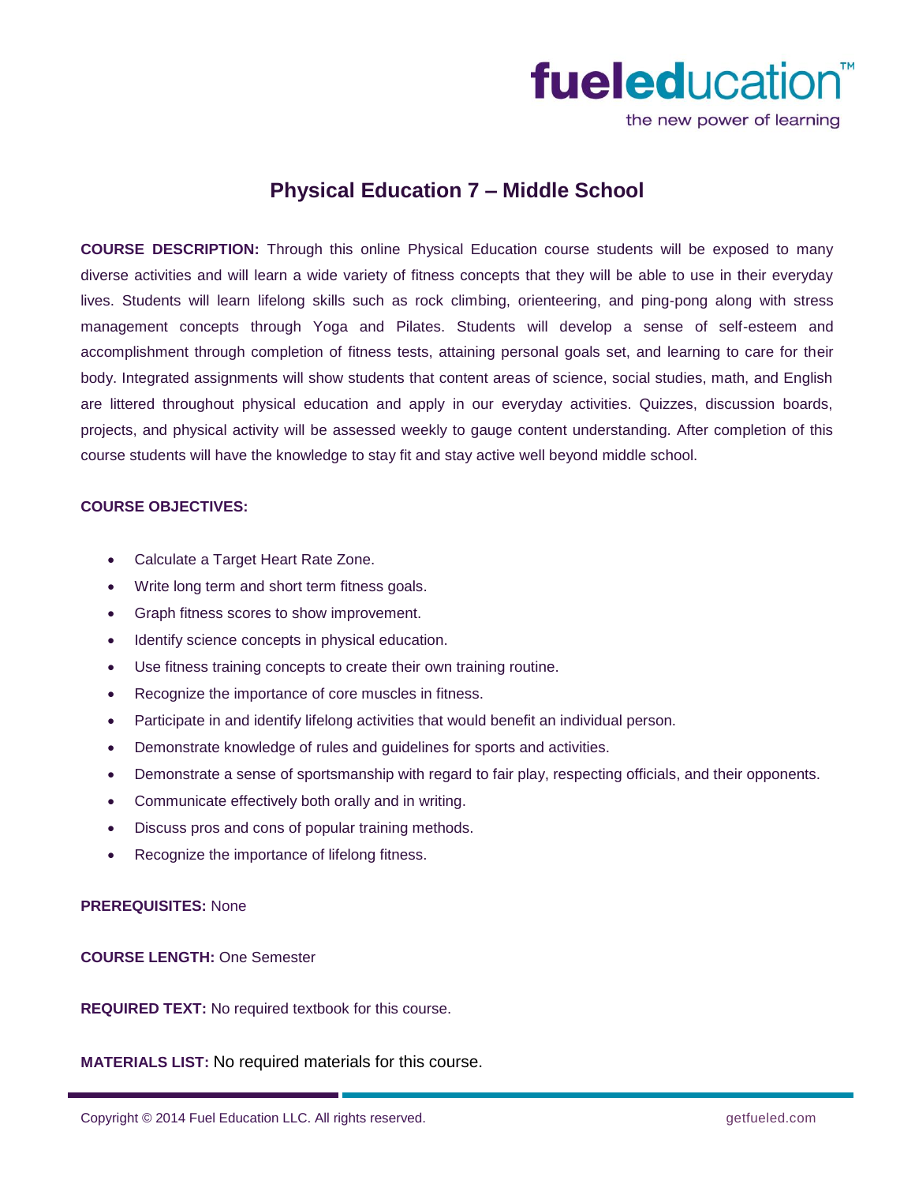# Physical Education 7 – Middle School

**COURSE DESCRIPTION:** Through this online Physical Education course students will be exposed to many diverse activities and will learn a wide variety of fitness concepts that they will be able to use in their everyday lives. Students will learn lifelong skills such as rock climbing, orienteering, and ping-pong along with stress management concepts through Yoga and Pilates. Students will develop a sense of self-esteem and accomplishment through completion of fitness tests, attaining personal goals set, and learning to care for their body. Integrated assignments will show students that content areas of science, social studies, math, and English are littered throughout physical education and apply in our everyday activities. Quizzes, discussion boards, projects, and physical activity will be assessed weekly to gauge content understanding. After completion of this course students will have the knowledge to stay fit and stay active well beyond middle school.

**COURSE OBJECTIVES:**

- Calculate a Target Heart Rate Zone.
- Write long term and short term fitness goals.
- Graph fitness scores to show improvement.
- Identify science concepts in physical education.
- Use fitness training concepts to create their own training routine.
- Recognize the importance of core muscles in fitness.
- Participate in and identify lifelong activities that would benefit an individual person.
- Demonstrate knowledge of rules and guidelines for sports and activities.
- Demonstrate a sense of sportsmanship with regard to fair play, respecting officials, and their opponents.
- Communicate effectively both orally and in writing.
- Discuss pros and cons of popular training methods.
- Recognize the importance of lifelong fitness.

**PREREQUISITES:** None

**COURSE LENGTH:** One Semester

**REQUIRED TEXT:** No required textbook for this course.

**MATERIALS LIST:** No required materials for this course.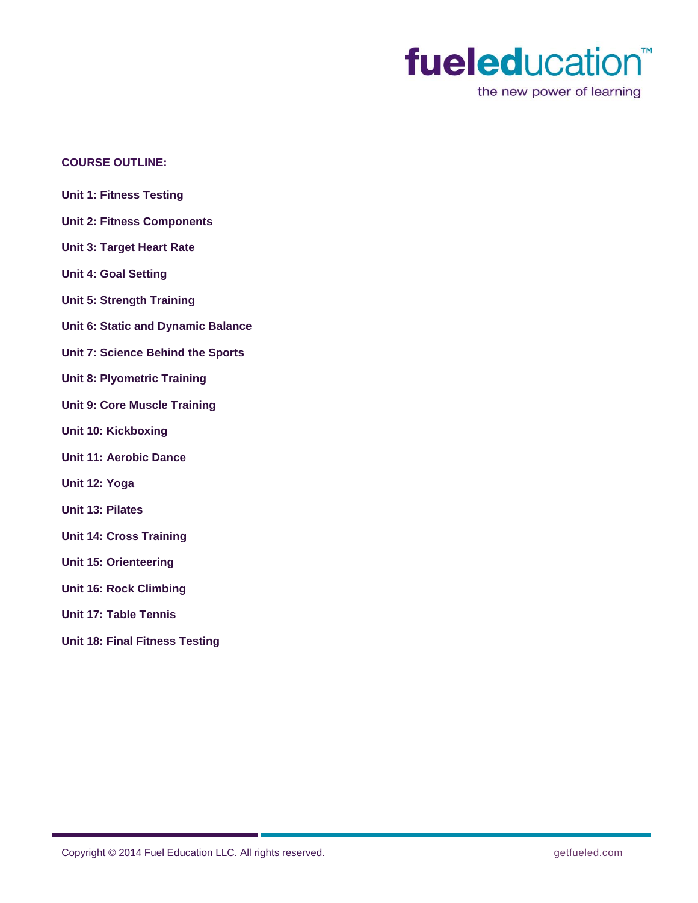## COURSE OUTLINE:

**Unit 1: Fitness Testing**

**Unit 2: Fitness Components**

**Unit 3: Target Heart Rate**

**Unit 4: Goal Setting**

**Unit 5: Strength Training**

**Unit 6: Static and Dynamic Balance**

**Unit 7: Science Behind the Sports**

**Unit 8: Plyometric Training**

**Unit 9: Core Muscle Training**

**Unit 10: Kickboxing**

**Unit 11: Aerobic Dance**

**Unit 12: Yoga**

**Unit 13: Pilates**

**Unit 14: Cross Training**

**Unit 15: Orienteering**

**Unit 16: Rock Climbing**

**Unit 17: Table Tennis**

**Unit 18: Final Fitness Testing**